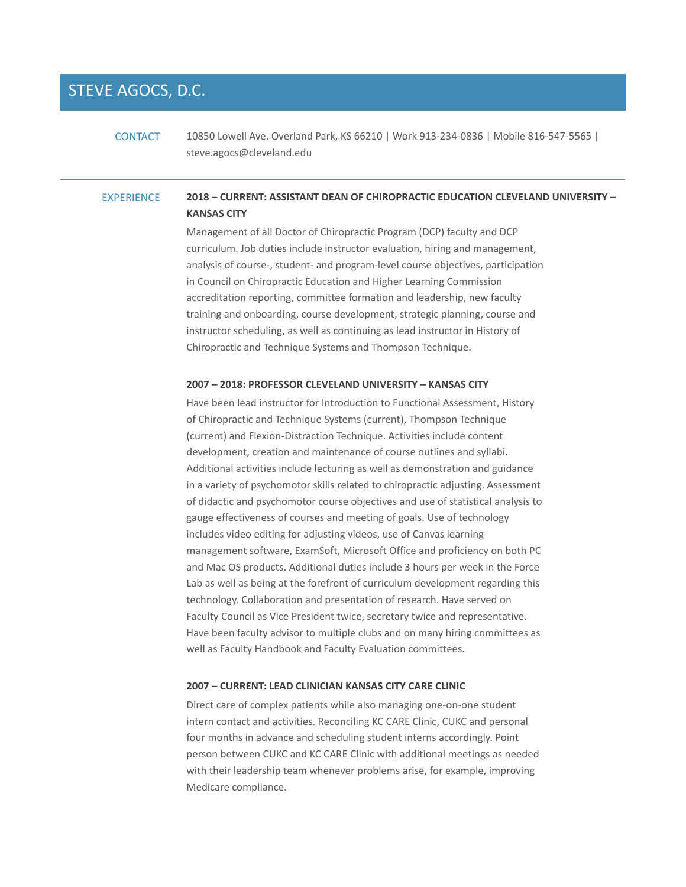# STEVE AGOCS, D.C.

## CONTACT

10850 Lowell Ave. Overland Park, KS 66210 | Work 913-234-0836 | Mobile 816-547-5565 | steve.agocs@cleveland.edu

---

## EXPERIENCE

### 2018 – CURRENT: ASSISTANT DEAN OF CHIROPRACTIC EDUCATION CLEVELAND UNIVERSITY – KANSAS CITY

Management of all Doctor of Chiropractic Program (DCP) faculty and DCP curriculum. Job duties include instructor evaluation, hiring and management, analysis of course-, student- and program-level course objectives, participation in Council on Chiropractic Education and Higher Learning Commission accreditation reporting, committee formation and leadership, new faculty training and onboarding, course development, strategic planning, course and instructor scheduling, as well as continuing as lead instructor in History of Chiropractic and Technique Systems and Thompson Technique.

### 2007 – 2018: PROFESSOR CLEVELAND UNIVERSITY – KANSAS CITY

Have been lead instructor for Introduction to Functional Assessment, History of Chiropractic and Technique Systems (current), Thompson Technique (current) and Flexion-Distraction Technique. Activities include content development, creation and maintenance of course outlines and syllabi. Additional activities include lecturing as well as demonstration and guidance in a variety of psychomotor skills related to chiropractic adjusting. Assessment of didactic and psychomotor course objectives and use of statistical analysis to gauge effectiveness of courses and meeting of goals. Use of technology includes video editing for adjusting videos, use of Canvas learning management software, ExamSoft, Microsoft Office and proficiency on both PC and Mac OS products. Additional duties include 3 hours per week in the Force Lab as well as being at the forefront of curriculum development regarding this technology. Collaboration and presentation of research. Have served on Faculty Council as Vice President twice, secretary twice and representative. Have been faculty advisor to multiple clubs and on many hiring committees as well as Faculty Handbook and Faculty Evaluation committees.

### 2007 – CURRENT: LEAD CLINICIAN KANSAS CITY CARE CLINIC

Direct care of complex patients while also managing one-on-one student intern contact and activities. Reconciling KC CARE Clinic, CUKC and personal four months in advance and scheduling student interns accordingly. Point person between CUKC and KC CARE Clinic with additional meetings as needed with their leadership team whenever problems arise, for example, improving Medicare compliance.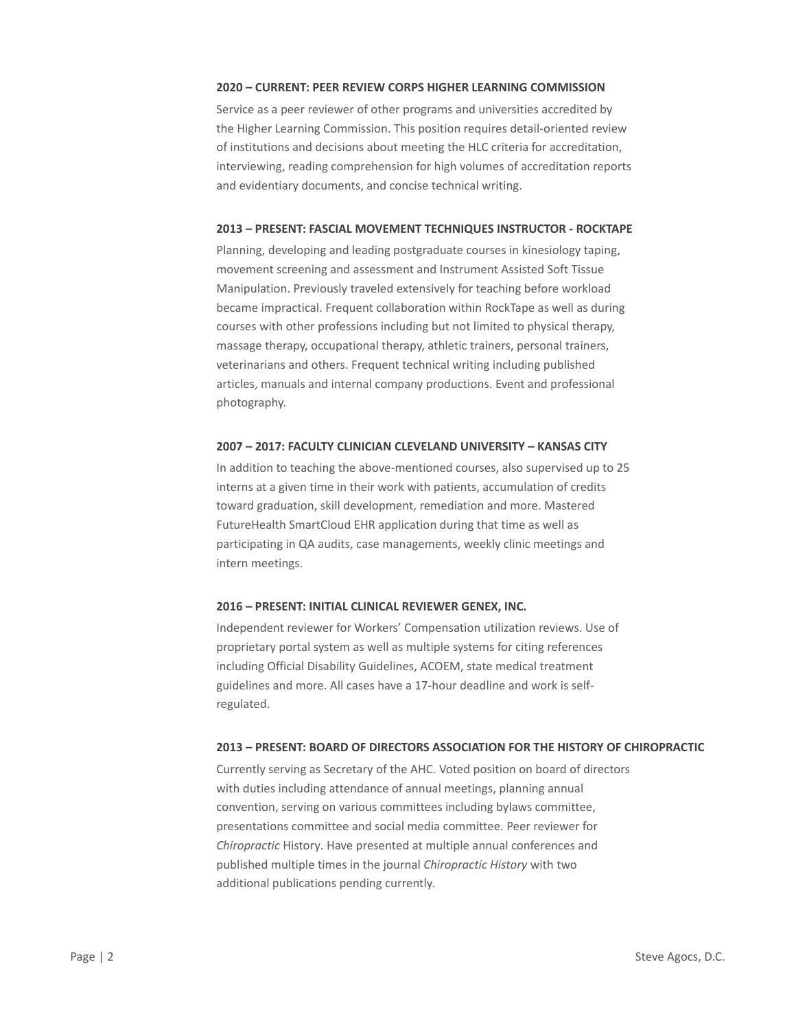#### 2020 – CURRENT: PEER REVIEW CORPS HIGHER LEARNING COMMISSION

Service as a peer reviewer of other programs and universities accredited by the Higher Learning Commission. This position requires detail-oriented review of institutions and decisions about meeting the HLC criteria for accreditation, interviewing, reading comprehension for high volumes of accreditation reports and evidentiary documents, and concise technical writing.

#### 2013 – PRESENT: FASCIAL MOVEMENT TECHNIQUES INSTRUCTOR - ROCKTAPE

Planning, developing and leading postgraduate courses in kinesiology taping, movement screening and assessment and Instrument Assisted Soft Tissue Manipulation. Previously traveled extensively for teaching before workload became impractical. Frequent collaboration within RockTape as well as during courses with other professions including but not limited to physical therapy, massage therapy, occupational therapy, athletic trainers, personal trainers, veterinarians and others. Frequent technical writing including published articles, manuals and internal company productions. Event and professional photography.

#### 2007 – 2017: FACULTY CLINICIAN CLEVELAND UNIVERSITY – KANSAS CITY

In addition to teaching the above-mentioned courses, also supervised up to 25 interns at a given time in their work with patients, accumulation of credits toward graduation, skill development, remediation and more. Mastered FutureHealth SmartCloud EHR application during that time as well as participating in QA audits, case managements, weekly clinic meetings and intern meetings.

#### 2016 – PRESENT: INITIAL CLINICAL REVIEWER GENEX, INC.

Independent reviewer for Workers' Compensation utilization reviews. Use of proprietary portal system as well as multiple systems for citing references including Official Disability Guidelines, ACOEM, state medical treatment guidelines and more. All cases have a 17-hour deadline and work is self-regulated.

#### 2013 – PRESENT: BOARD OF DIRECTORS ASSOCIATION FOR THE HISTORY OF CHIROPRACTIC

Currently serving as Secretary of the AHC. Voted position on board of directors with duties including attendance of annual meetings, planning annual convention, serving on various committees including bylaws committee, presentations committee and social media committee. Peer reviewer for *Chiropractic* History. Have presented at multiple annual conferences and published multiple times in the journal *Chiropractic History* with two additional publications pending currently.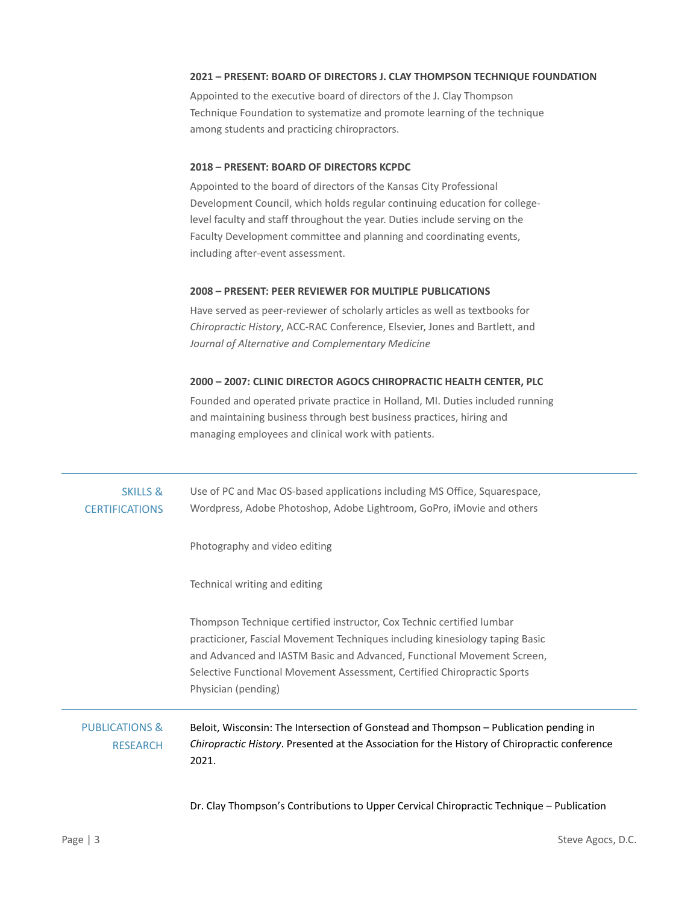**2021 – PRESENT: BOARD OF DIRECTORS J. CLAY THOMPSON TECHNIQUE FOUNDATION**

Appointed to the executive board of directors of the J. Clay Thompson Technique Foundation to systematize and promote learning of the technique among students and practicing chiropractors.

**2018 – PRESENT: BOARD OF DIRECTORS KCPDC**

Appointed to the board of directors of the Kansas City Professional Development Council, which holds regular continuing education for college-level faculty and staff throughout the year. Duties include serving on the Faculty Development committee and planning and coordinating events, including after-event assessment.

**2008 – PRESENT: PEER REVIEWER FOR MULTIPLE PUBLICATIONS**

Have served as peer-reviewer of scholarly articles as well as textbooks for *Chiropractic History*, ACC-RAC Conference, Elsevier, Jones and Bartlett, and *Journal of Alternative and Complementary Medicine*

**2000 – 2007: CLINIC DIRECTOR AGOCS CHIROPRACTIC HEALTH CENTER, PLC**

Founded and operated private practice in Holland, MI. Duties included running and maintaining business through best business practices, hiring and managing employees and clinical work with patients.

---

## SKILLS & CERTIFICATIONS

Use of PC and Mac OS-based applications including MS Office, Squarespace, Wordpress, Adobe Photoshop, Adobe Lightroom, GoPro, iMovie and others

Photography and video editing

Technical writing and editing

Thompson Technique certified instructor, Cox Technic certified lumbar practicioner, Fascial Movement Techniques including kinesiology taping Basic and Advanced and IASTM Basic and Advanced, Functional Movement Screen, Selective Functional Movement Assessment, Certified Chiropractic Sports Physician (pending)

---

## PUBLICATIONS & RESEARCH

Beloit, Wisconsin: The Intersection of Gonstead and Thompson – Publication pending in *Chiropractic History*. Presented at the Association for the History of Chiropractic conference 2021.

Dr. Clay Thompson's Contributions to Upper Cervical Chiropractic Technique – Publication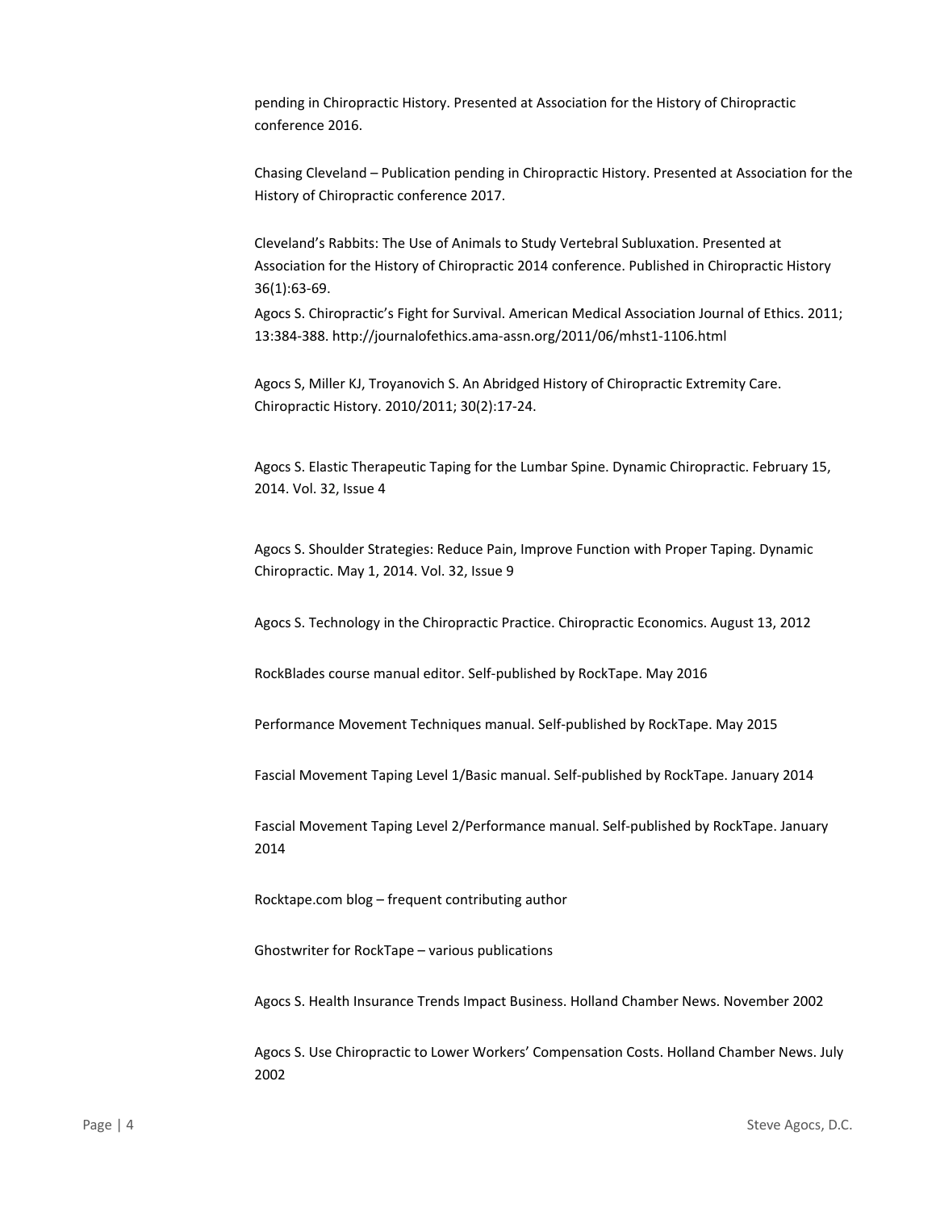pending in Chiropractic History. Presented at Association for the History of Chiropractic conference 2016.

Chasing Cleveland – Publication pending in Chiropractic History. Presented at Association for the History of Chiropractic conference 2017.

Cleveland's Rabbits: The Use of Animals to Study Vertebral Subluxation. Presented at Association for the History of Chiropractic 2014 conference. Published in Chiropractic History 36(1):63-69.
Agocs S. Chiropractic's Fight for Survival. American Medical Association Journal of Ethics. 2011; 13:384-388. http://journalofethics.ama-assn.org/2011/06/mhst1-1106.html

Agocs S, Miller KJ, Troyanovich S. An Abridged History of Chiropractic Extremity Care. Chiropractic History. 2010/2011; 30(2):17-24.

Agocs S. Elastic Therapeutic Taping for the Lumbar Spine. Dynamic Chiropractic. February 15, 2014. Vol. 32, Issue 4

Agocs S. Shoulder Strategies: Reduce Pain, Improve Function with Proper Taping. Dynamic Chiropractic. May 1, 2014. Vol. 32, Issue 9

Agocs S. Technology in the Chiropractic Practice. Chiropractic Economics. August 13, 2012

RockBlades course manual editor. Self-published by RockTape. May 2016

Performance Movement Techniques manual. Self-published by RockTape. May 2015

Fascial Movement Taping Level 1/Basic manual. Self-published by RockTape. January 2014

Fascial Movement Taping Level 2/Performance manual. Self-published by RockTape. January 2014

Rocktape.com blog – frequent contributing author

Ghostwriter for RockTape – various publications

Agocs S. Health Insurance Trends Impact Business. Holland Chamber News. November 2002

Agocs S. Use Chiropractic to Lower Workers' Compensation Costs. Holland Chamber News. July 2002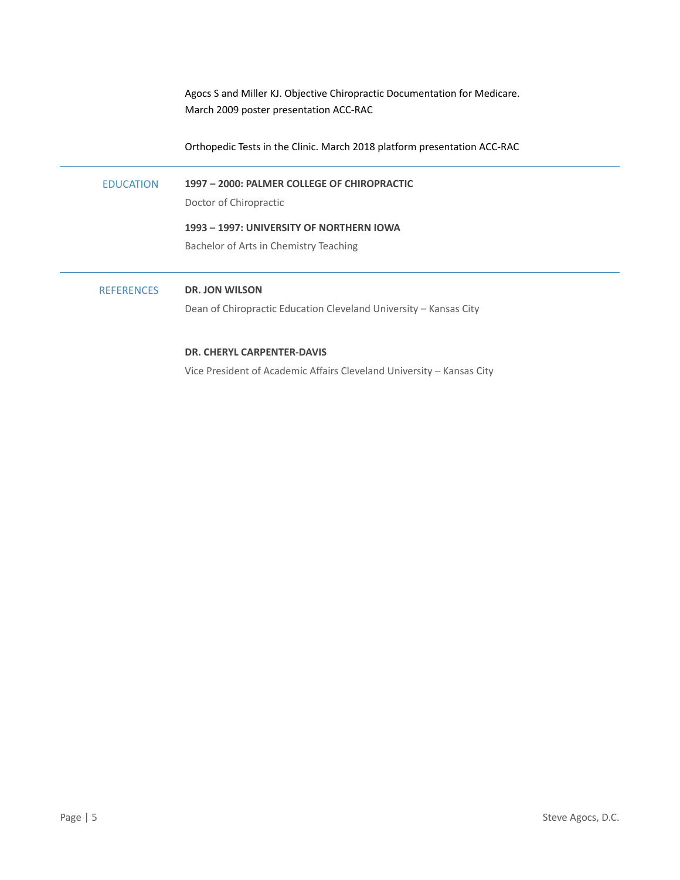Agocs S and Miller KJ. Objective Chiropractic Documentation for Medicare.
March 2009 poster presentation ACC-RAC

Orthopedic Tests in the Clinic. March 2018 platform presentation ACC-RAC

---

## EDUCATION

**1997 – 2000: PALMER COLLEGE OF CHIROPRACTIC**

Doctor of Chiropractic

**1993 – 1997: UNIVERSITY OF NORTHERN IOWA**

Bachelor of Arts in Chemistry Teaching

---

## REFERENCES

**DR. JON WILSON**

Dean of Chiropractic Education Cleveland University – Kansas City

**DR. CHERYL CARPENTER-DAVIS**

Vice President of Academic Affairs Cleveland University – Kansas City